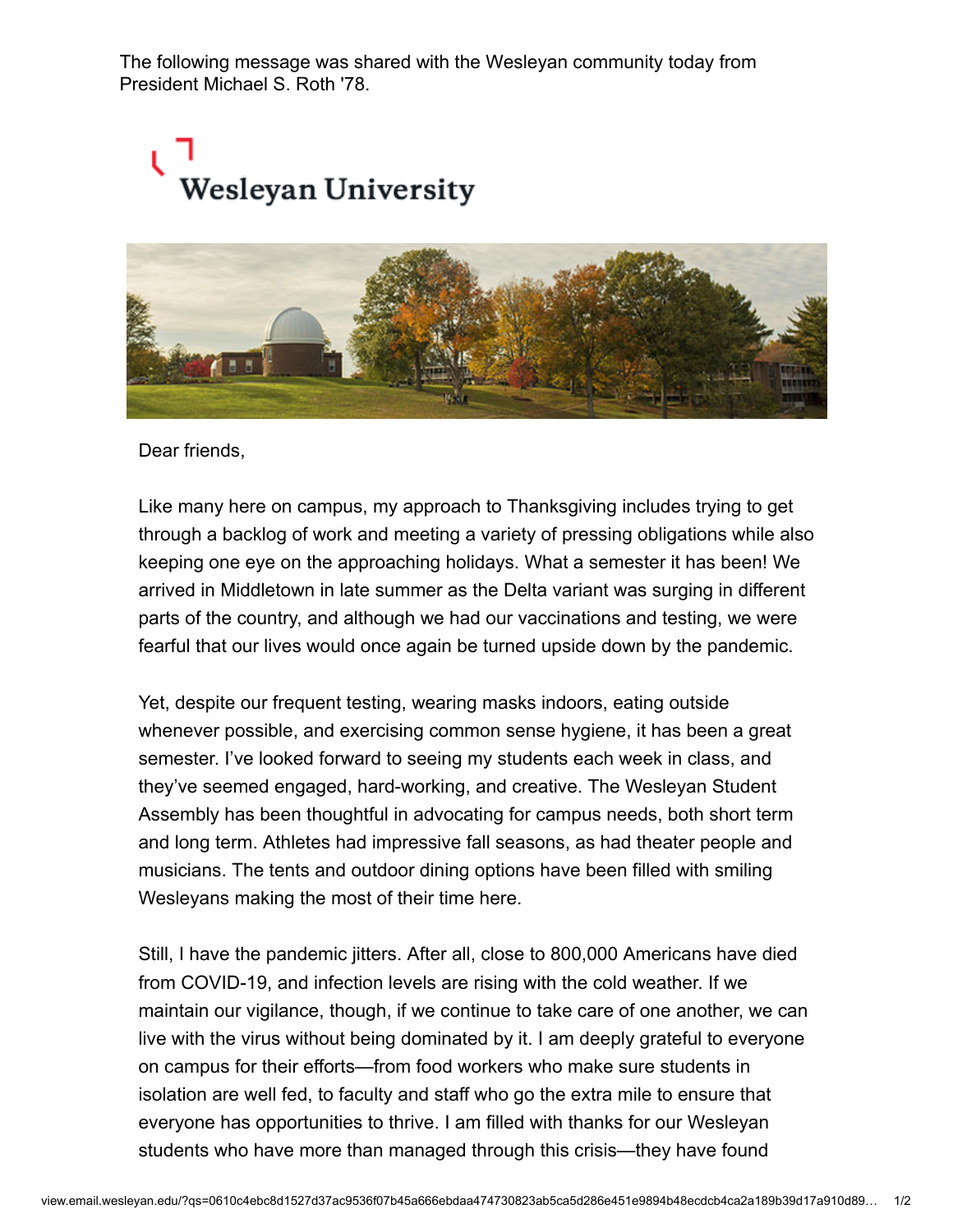The following message was shared with the Wesleyan community today from President Michael S. Roth '78.

Wesleyan University

Dear friends,

Like many here on campus, my approach to Thanksgiving includes trying to get through a backlog of work and meeting a variety of pressing obligations while also keeping one eye on the approaching holidays. What a semester it has been! We arrived in Middletown in late summer as the Delta variant was surging in different parts of the country, and although we had our vaccinations and testing, we were fearful that our lives would once again be turned upside down by the pandemic.

Yet, despite our frequent testing, wearing masks indoors, eating outside whenever possible, and exercising common sense hygiene, it has been a great semester. I've looked forward to seeing my students each week in class, and they've seemed engaged, hard-working, and creative. The Wesleyan Student Assembly has been thoughtful in advocating for campus needs, both short term and long term. Athletes had impressive fall seasons, as had theater people and musicians. The tents and outdoor dining options have been filled with smiling Wesleyans making the most of their time here.

Still, I have the pandemic jitters. After all, close to 800,000 Americans have died from COVID-19, and infection levels are rising with the cold weather. If we maintain our vigilance, though, if we continue to take care of one another, we can live with the virus without being dominated by it. I am deeply grateful to everyone on campus for their efforts—from food workers who make sure students in isolation are well fed, to faculty and staff who go the extra mile to ensure that everyone has opportunities to thrive. I am filled with thanks for our Wesleyan students who have more than managed through this crisis—they have found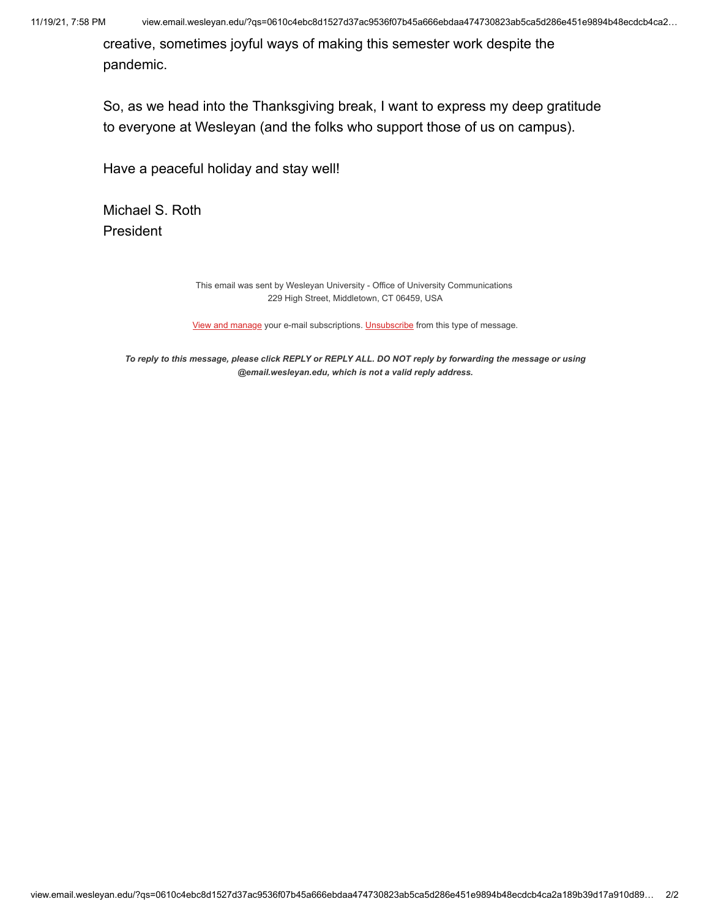creative, sometimes joyful ways of making this semester work despite the pandemic.

So, as we head into the Thanksgiving break, I want to express my deep gratitude to everyone at Wesleyan (and the folks who support those of us on campus).

Have a peaceful holiday and stay well!

Michael S. Roth
President

This email was sent by Wesleyan University - Office of University Communications
229 High Street, Middletown, CT 06459, USA

View and manage your e-mail subscriptions. Unsubscribe from this type of message.

***To reply to this message, please click REPLY or REPLY ALL. DO NOT reply by forwarding the message or using @email.wesleyan.edu, which is not a valid reply address.***